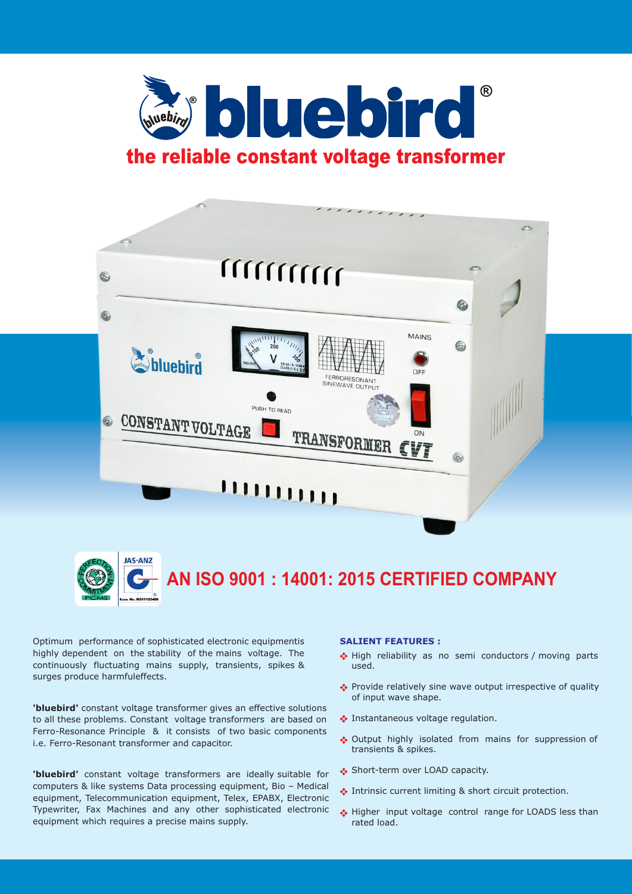# bluebird®

## the reliable constant voltage transformer

## AN ISO 9001 : 14001: 2015 CERTIFIED COMPANY

Optimum performance of sophisticated electronic equipmentis highly dependent on the stability of the mains voltage. The continuously fluctuating mains supply, transients, spikes & surges produce harmfuleffects.

**'bluebird'** constant voltage transformer gives an effective solutions to all these problems. Constant voltage transformers are based on Ferro-Resonance Principle & it consists of two basic components i.e. Ferro-Resonant transformer and capacitor.

**'bluebird'** constant voltage transformers are ideally suitable for computers & like systems Data processing equipment, Bio – Medical equipment, Telecommunication equipment, Telex, EPABX, Electronic Typewriter, Fax Machines and any other sophisticated electronic equipment which requires a precise mains supply.

### SALIENT FEATURES :

- High reliability as no semi conductors / moving parts used.
- Provide relatively sine wave output irrespective of quality of input wave shape.
- Instantaneous voltage regulation.
- Output highly isolated from mains for suppression of transients & spikes.
- Short-term over LOAD capacity.
- Intrinsic current limiting & short circuit protection.
- Higher input voltage control range for LOADS less than rated load.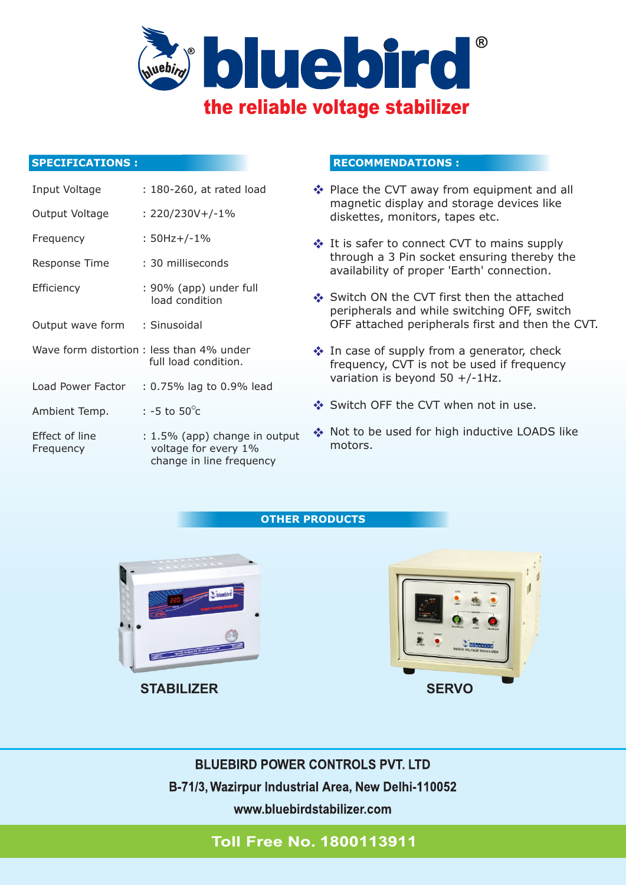# bluebird®

**the reliable voltage stabilizer**

## SPECIFICATIONS :

| | |
|---|---|
| Input Voltage | : 180-260, at rated load |
| Output Voltage | : 220/230V+/-1% |
| Frequency | : 50Hz+/-1% |
| Response Time | : 30 milliseconds |
| Efficiency | : 90% (app) under full load condition |
| Output wave form | : Sinusoidal |
| Wave form distortion | : less than 4% under full load condition. |
| Load Power Factor | : 0.75% lag to 0.9% lead |
| Ambient Temp. | : -5 to 50°c |
| Effect of line Frequency | : 1.5% (app) change in output voltage for every 1% change in line frequency |

## RECOMMENDATIONS :

- Place the CVT away from equipment and all magnetic display and storage devices like diskettes, monitors, tapes etc.
- It is safer to connect CVT to mains supply through a 3 Pin socket ensuring thereby the availability of proper 'Earth' connection.
- Switch ON the CVT first then the attached peripherals and while switching OFF, switch OFF attached peripherals first and then the CVT.
- In case of supply from a generator, check frequency, CVT is not be used if frequency variation is beyond 50 +/-1Hz.
- Switch OFF the CVT when not in use.
- Not to be used for high inductive LOADS like motors.

## OTHER PRODUCTS

STABILIZER

SERVO

**BLUEBIRD POWER CONTROLS PVT. LTD**

**B-71/3, Wazirpur Industrial Area, New Delhi-110052**

**www.bluebirdstabilizer.com**

**Toll Free No. 1800113911**